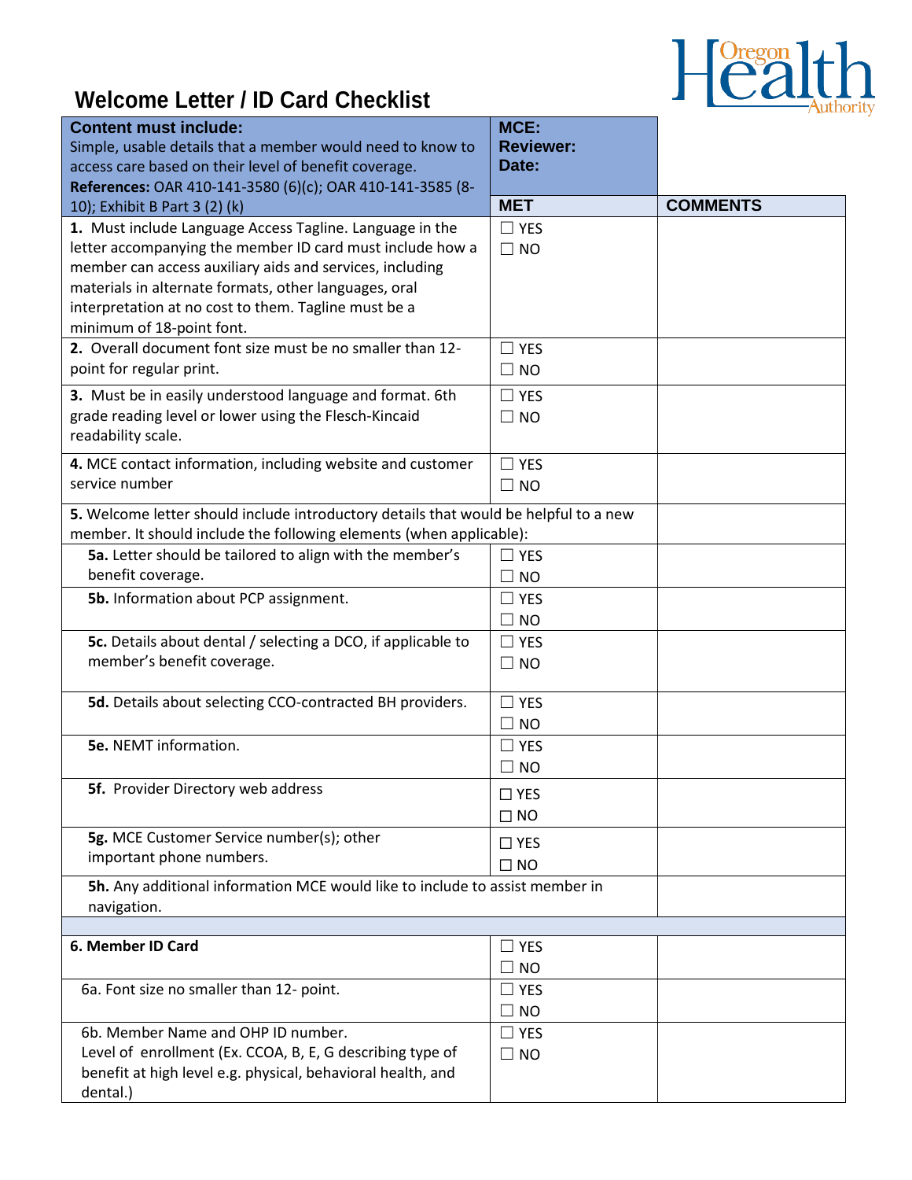# Welcome Letter / ID Card Checklist

| **Content must include:** Simple, usable details that a member would need to know to access care based on their level of benefit coverage. **References:** OAR 410-141-3580 (6)(c); OAR 410-141-3585 (8-10); Exhibit B Part 3 (2) (k) | **MCE:** **Reviewer:** **Date:** | |
|---|---|---|
| | **MET** | **COMMENTS** |
| **1.** Must include Language Access Tagline. Language in the letter accompanying the member ID card must include how a member can access auxiliary aids and services, including materials in alternate formats, other languages, oral interpretation at no cost to them. Tagline must be a minimum of 18-point font. | ☐ YES ☐ NO | |
| **2.** Overall document font size must be no smaller than 12-point for regular print. | ☐ YES ☐ NO | |
| **3.** Must be in easily understood language and format. 6th grade reading level or lower using the Flesch-Kincaid readability scale. | ☐ YES ☐ NO | |
| **4.** MCE contact information, including website and customer service number | ☐ YES ☐ NO | |
| **5.** Welcome letter should include introductory details that would be helpful to a new member. It should include the following elements (when applicable): | | |
| **5a.** Letter should be tailored to align with the member's benefit coverage. | ☐ YES ☐ NO | |
| **5b.** Information about PCP assignment. | ☐ YES ☐ NO | |
| **5c.** Details about dental / selecting a DCO, if applicable to member's benefit coverage. | ☐ YES ☐ NO | |
| **5d.** Details about selecting CCO-contracted BH providers. | ☐ YES ☐ NO | |
| **5e.** NEMT information. | ☐ YES ☐ NO | |
| **5f.** Provider Directory web address | ☐ YES ☐ NO | |
| **5g.** MCE Customer Service number(s); other important phone numbers. | ☐ YES ☐ NO | |
| **5h.** Any additional information MCE would like to include to assist member in navigation. | | |
| | | |
| **6. Member ID Card** | ☐ YES ☐ NO | |
| 6a. Font size no smaller than 12- point. | ☐ YES ☐ NO | |
| 6b. Member Name and OHP ID number. Level of enrollment (Ex. CCOA, B, E, G describing type of benefit at high level e.g. physical, behavioral health, and dental.) | ☐ YES ☐ NO | |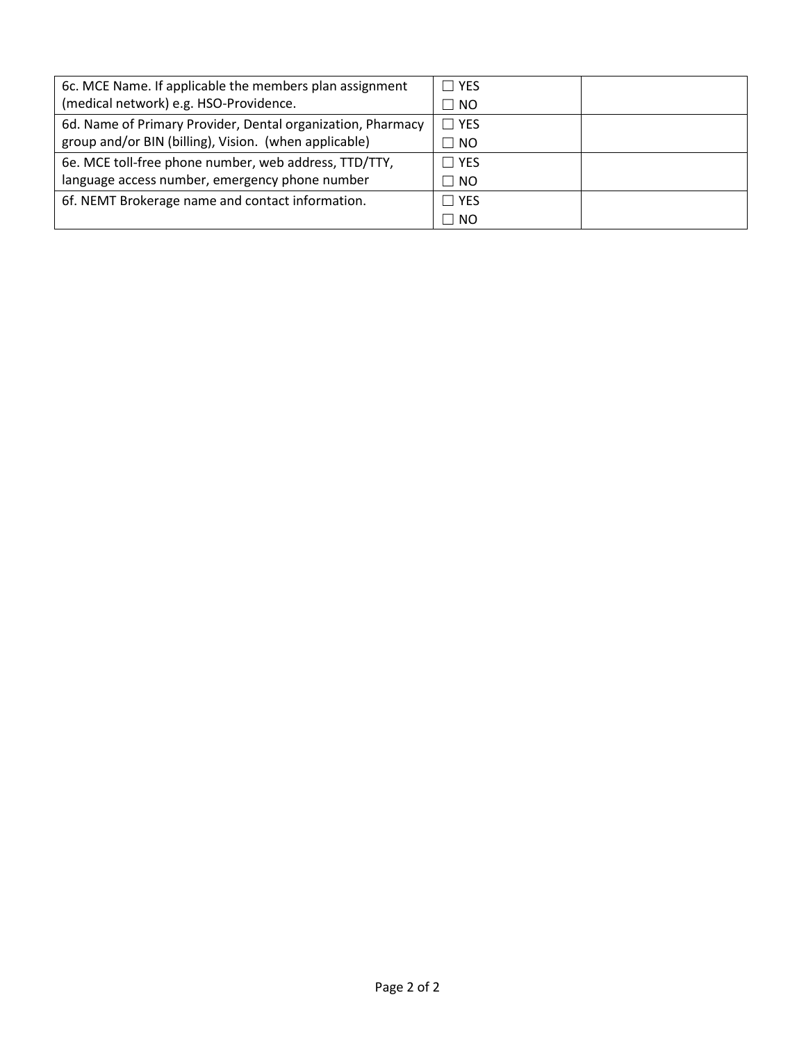| | | |
|---|---|---|
| 6c. MCE Name. If applicable the members plan assignment (medical network) e.g. HSO-Providence. | ☐ YES<br>☐ NO | |
| 6d. Name of Primary Provider, Dental organization, Pharmacy group and/or BIN (billing), Vision. (when applicable) | ☐ YES<br>☐ NO | |
| 6e. MCE toll-free phone number, web address, TTD/TTY, language access number, emergency phone number | ☐ YES<br>☐ NO | |
| 6f. NEMT Brokerage name and contact information. | ☐ YES<br>☐ NO | |